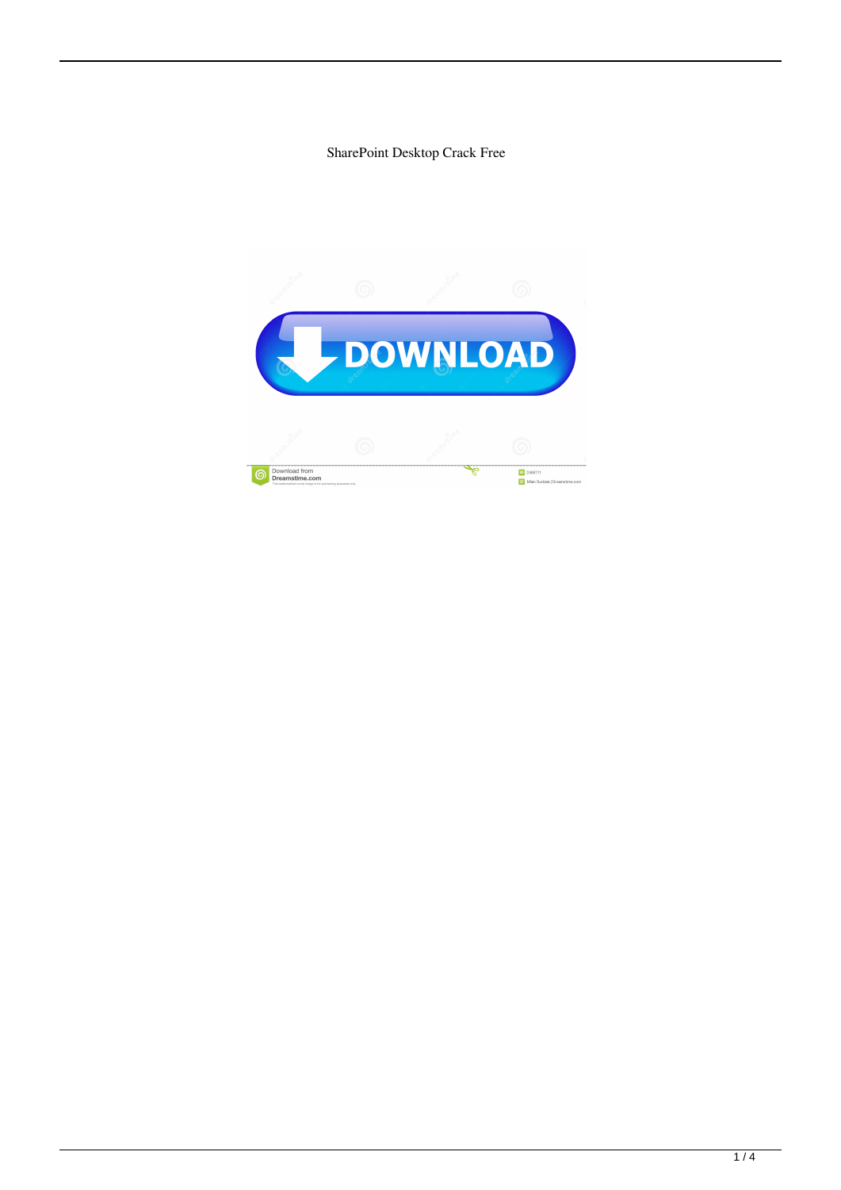SharePoint Desktop Crack Free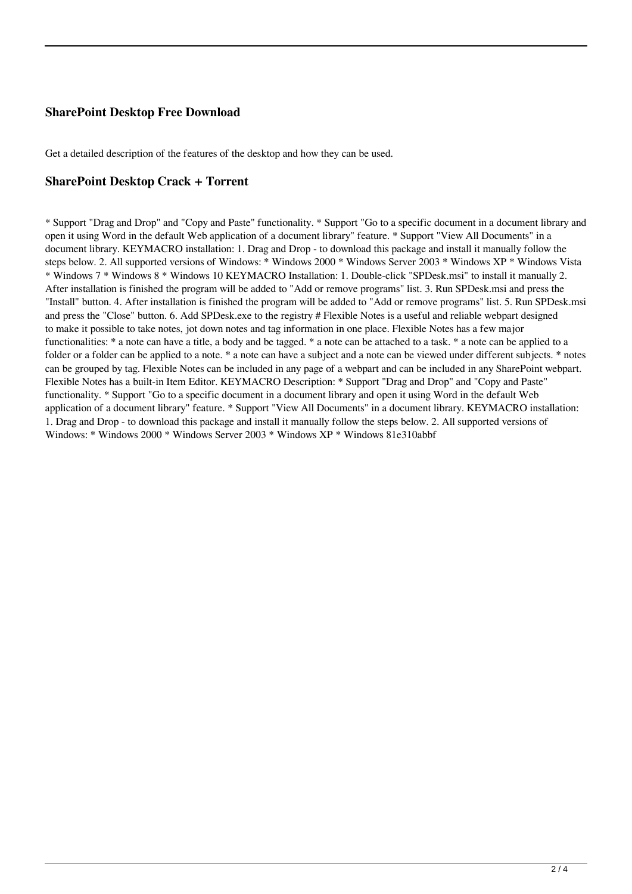### SharePoint Desktop Free Download

Get a detailed description of the features of the desktop and how they can be used.

### SharePoint Desktop Crack + Torrent

* Support "Drag and Drop" and "Copy and Paste" functionality. * Support "Go to a specific document in a document library and open it using Word in the default Web application of a document library" feature. * Support "View All Documents" in a document library. KEYMACRO installation: 1. Drag and Drop - to download this package and install it manually follow the steps below. 2. All supported versions of Windows: * Windows 2000 * Windows Server 2003 * Windows XP * Windows Vista * Windows 7 * Windows 8 * Windows 10 KEYMACRO Installation: 1. Double-click "SPDesk.msi" to install it manually 2. After installation is finished the program will be added to "Add or remove programs" list. 3. Run SPDesk.msi and press the "Install" button. 4. After installation is finished the program will be added to "Add or remove programs" list. 5. Run SPDesk.msi and press the "Close" button. 6. Add SPDesk.exe to the registry # Flexible Notes is a useful and reliable webpart designed to make it possible to take notes, jot down notes and tag information in one place. Flexible Notes has a few major functionalities: * a note can have a title, a body and be tagged. * a note can be attached to a task. * a note can be applied to a folder or a folder can be applied to a note. * a note can have a subject and a note can be viewed under different subjects. * notes can be grouped by tag. Flexible Notes can be included in any page of a webpart and can be included in any SharePoint webpart. Flexible Notes has a built-in Item Editor. KEYMACRO Description: * Support "Drag and Drop" and "Copy and Paste" functionality. * Support "Go to a specific document in a document library and open it using Word in the default Web application of a document library" feature. * Support "View All Documents" in a document library. KEYMACRO installation: 1. Drag and Drop - to download this package and install it manually follow the steps below. 2. All supported versions of Windows: * Windows 2000 * Windows Server 2003 * Windows XP * Windows 81e310abbf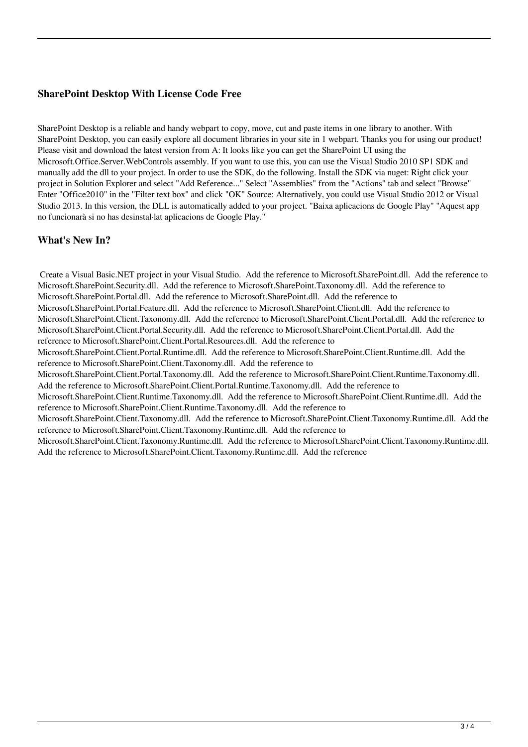### SharePoint Desktop With License Code Free

SharePoint Desktop is a reliable and handy webpart to copy, move, cut and paste items in one library to another. With SharePoint Desktop, you can easily explore all document libraries in your site in 1 webpart. Thanks you for using our product! Please visit and download the latest version from A: It looks like you can get the SharePoint UI using the Microsoft.Office.Server.WebControls assembly. If you want to use this, you can use the Visual Studio 2010 SP1 SDK and manually add the dll to your project. In order to use the SDK, do the following. Install the SDK via nuget: Right click your project in Solution Explorer and select "Add Reference..." Select "Assemblies" from the "Actions" tab and select "Browse" Enter "Office2010" in the "Filter text box" and click "OK" Source: Alternatively, you could use Visual Studio 2012 or Visual Studio 2013. In this version, the DLL is automatically added to your project. "Baixa aplicacions de Google Play" "Aquest app no funcionarà si no has desinstal·lat aplicacions de Google Play."

### What's New In?

Create a Visual Basic.NET project in your Visual Studio. Add the reference to Microsoft.SharePoint.dll. Add the reference to Microsoft.SharePoint.Security.dll. Add the reference to Microsoft.SharePoint.Taxonomy.dll. Add the reference to Microsoft.SharePoint.Portal.dll. Add the reference to Microsoft.SharePoint.dll. Add the reference to Microsoft.SharePoint.Portal.Feature.dll. Add the reference to Microsoft.SharePoint.Client.dll. Add the reference to Microsoft.SharePoint.Client.Taxonomy.dll. Add the reference to Microsoft.SharePoint.Client.Portal.dll. Add the reference to Microsoft.SharePoint.Client.Portal.Security.dll. Add the reference to Microsoft.SharePoint.Client.Portal.dll. Add the reference to Microsoft.SharePoint.Client.Portal.Resources.dll. Add the reference to Microsoft.SharePoint.Client.Portal.Runtime.dll. Add the reference to Microsoft.SharePoint.Client.Runtime.dll. Add the reference to Microsoft.SharePoint.Client.Taxonomy.dll. Add the reference to Microsoft.SharePoint.Client.Portal.Taxonomy.dll. Add the reference to Microsoft.SharePoint.Client.Runtime.Taxonomy.dll. Add the reference to Microsoft.SharePoint.Client.Portal.Runtime.Taxonomy.dll. Add the reference to Microsoft.SharePoint.Client.Runtime.Taxonomy.dll. Add the reference to Microsoft.SharePoint.Client.Runtime.dll. Add the reference to Microsoft.SharePoint.Client.Runtime.Taxonomy.dll. Add the reference to Microsoft.SharePoint.Client.Taxonomy.dll. Add the reference to Microsoft.SharePoint.Client.Taxonomy.Runtime.dll. Add the reference to Microsoft.SharePoint.Client.Taxonomy.Runtime.dll. Add the reference to Microsoft.SharePoint.Client.Taxonomy.Runtime.dll. Add the reference to Microsoft.SharePoint.Client.Taxonomy.Runtime.dll. Add the reference to Microsoft.SharePoint.Client.Taxonomy.Runtime.dll. Add the reference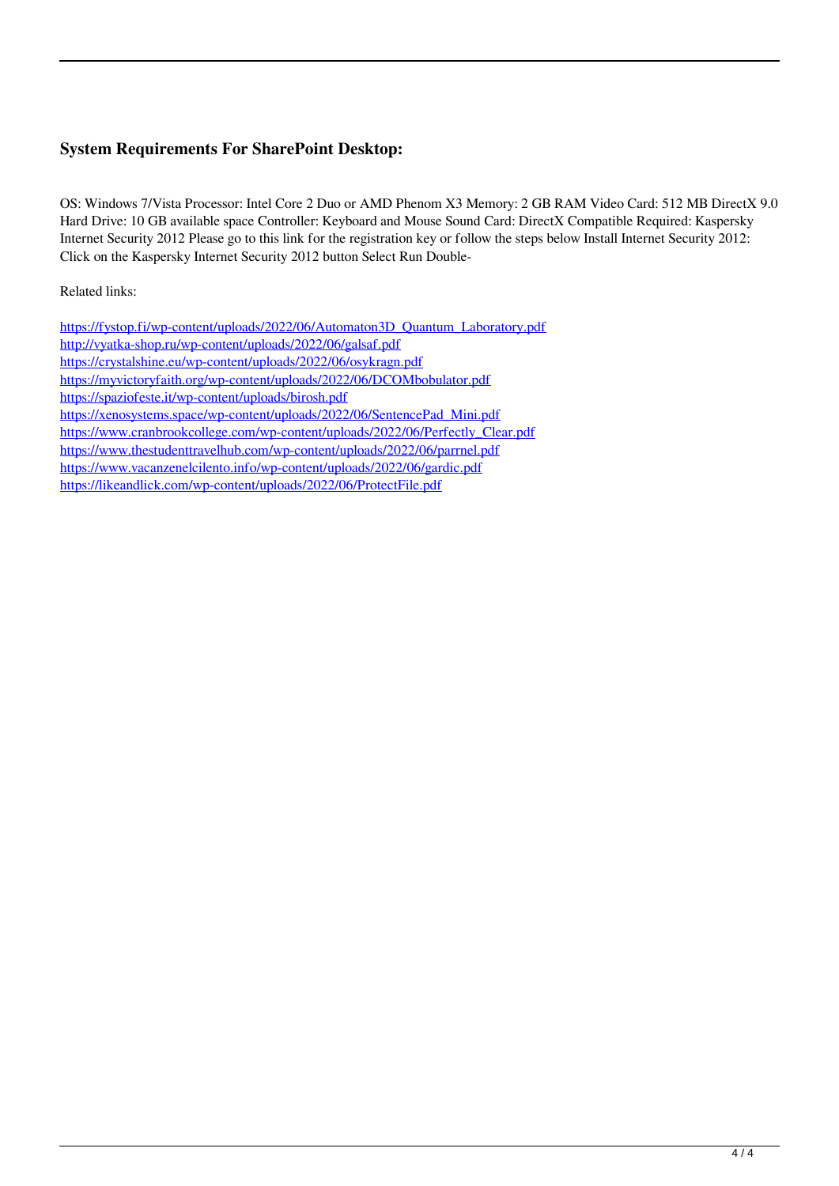### System Requirements For SharePoint Desktop:

OS: Windows 7/Vista Processor: Intel Core 2 Duo or AMD Phenom X3 Memory: 2 GB RAM Video Card: 512 MB DirectX 9.0 Hard Drive: 10 GB available space Controller: Keyboard and Mouse Sound Card: DirectX Compatible Required: Kaspersky Internet Security 2012 Please go to this link for the registration key or follow the steps below Install Internet Security 2012: Click on the Kaspersky Internet Security 2012 button Select Run Double-

Related links:

https://fystop.fi/wp-content/uploads/2022/06/Automaton3D_Quantum_Laboratory.pdf
http://vyatka-shop.ru/wp-content/uploads/2022/06/galsaf.pdf
https://crystalshine.eu/wp-content/uploads/2022/06/osykragn.pdf
https://myvictoryfaith.org/wp-content/uploads/2022/06/DCOMbobulator.pdf
https://spaziofeste.it/wp-content/uploads/birosh.pdf
https://xenosystems.space/wp-content/uploads/2022/06/SentencePad_Mini.pdf
https://www.cranbrookcollege.com/wp-content/uploads/2022/06/Perfectly_Clear.pdf
https://www.thestudenttravelhub.com/wp-content/uploads/2022/06/parrnel.pdf
https://www.vacanzenelcilento.info/wp-content/uploads/2022/06/gardic.pdf
https://likeandlick.com/wp-content/uploads/2022/06/ProtectFile.pdf